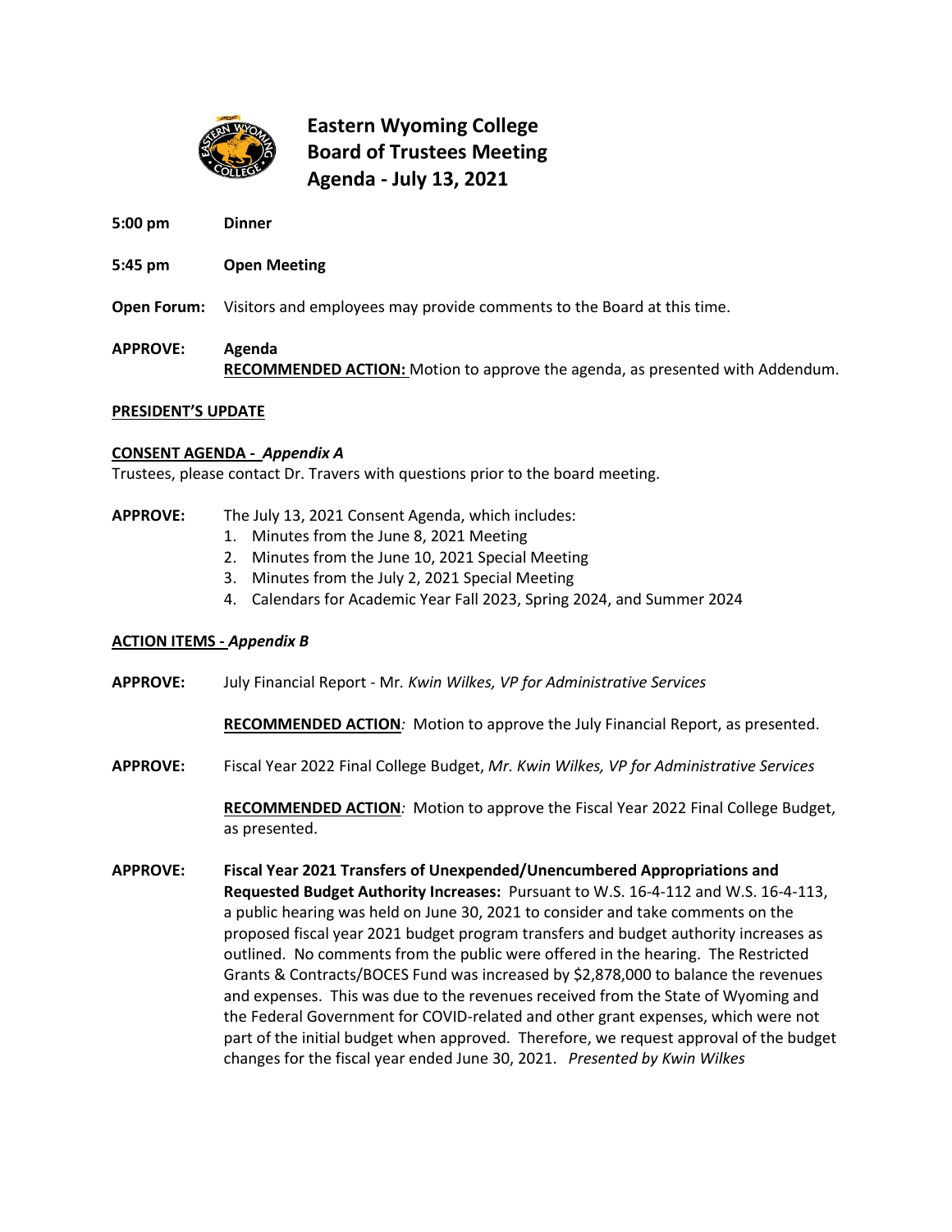# Eastern Wyoming College Board of Trustees Meeting Agenda - July 13, 2021

**5:00 pm** **Dinner**

**5:45 pm** **Open Meeting**

**Open Forum:** Visitors and employees may provide comments to the Board at this time.

**APPROVE:** **Agenda**
**RECOMMENDED ACTION:** Motion to approve the agenda, as presented with Addendum.

**PRESIDENT'S UPDATE**

**CONSENT AGENDA -** ***Appendix A***
Trustees, please contact Dr. Travers with questions prior to the board meeting.

**APPROVE:** The July 13, 2021 Consent Agenda, which includes:

1. Minutes from the June 8, 2021 Meeting
2. Minutes from the June 10, 2021 Special Meeting
3. Minutes from the July 2, 2021 Special Meeting
4. Calendars for Academic Year Fall 2023, Spring 2024, and Summer 2024

**ACTION ITEMS -** ***Appendix B***

**APPROVE:** July Financial Report - Mr. *Kwin Wilkes, VP for Administrative Services*

**RECOMMENDED ACTION***:* Motion to approve the July Financial Report, as presented.

**APPROVE:** Fiscal Year 2022 Final College Budget, *Mr. Kwin Wilkes, VP for Administrative Services*

**RECOMMENDED ACTION***:* Motion to approve the Fiscal Year 2022 Final College Budget, as presented.

**APPROVE:** **Fiscal Year 2021 Transfers of Unexpended/Unencumbered Appropriations and Requested Budget Authority Increases:** Pursuant to W.S. 16-4-112 and W.S. 16-4-113, a public hearing was held on June 30, 2021 to consider and take comments on the proposed fiscal year 2021 budget program transfers and budget authority increases as outlined. No comments from the public were offered in the hearing. The Restricted Grants & Contracts/BOCES Fund was increased by $2,878,000 to balance the revenues and expenses. This was due to the revenues received from the State of Wyoming and the Federal Government for COVID-related and other grant expenses, which were not part of the initial budget when approved. Therefore, we request approval of the budget changes for the fiscal year ended June 30, 2021. *Presented by Kwin Wilkes*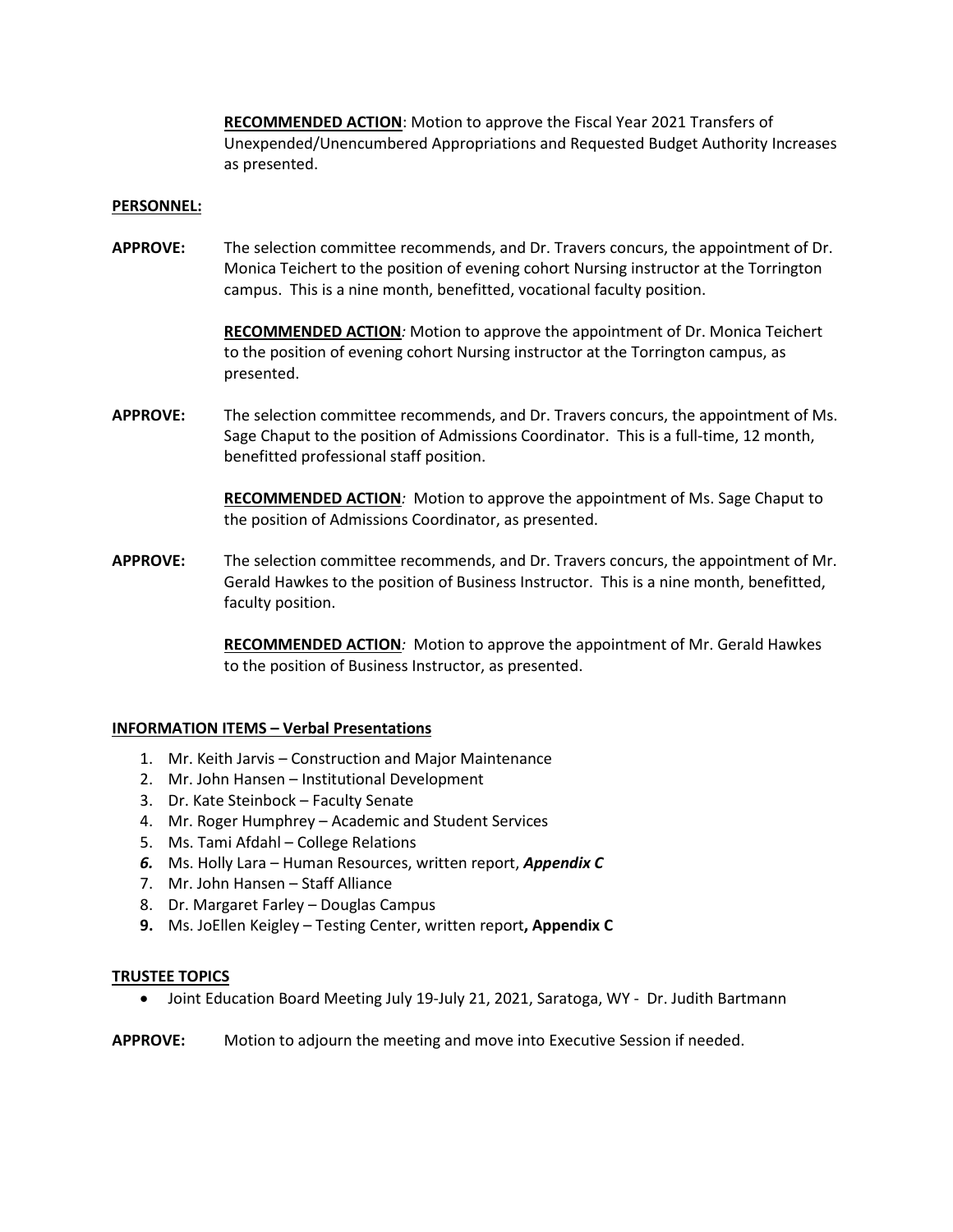**RECOMMENDED ACTION**: Motion to approve the Fiscal Year 2021 Transfers of Unexpended/Unencumbered Appropriations and Requested Budget Authority Increases as presented.

**PERSONNEL:**

**APPROVE:** The selection committee recommends, and Dr. Travers concurs, the appointment of Dr. Monica Teichert to the position of evening cohort Nursing instructor at the Torrington campus. This is a nine month, benefitted, vocational faculty position.

**RECOMMENDED ACTION***:* Motion to approve the appointment of Dr. Monica Teichert to the position of evening cohort Nursing instructor at the Torrington campus, as presented.

**APPROVE:** The selection committee recommends, and Dr. Travers concurs, the appointment of Ms. Sage Chaput to the position of Admissions Coordinator. This is a full-time, 12 month, benefitted professional staff position.

**RECOMMENDED ACTION***:* Motion to approve the appointment of Ms. Sage Chaput to the position of Admissions Coordinator, as presented.

**APPROVE:** The selection committee recommends, and Dr. Travers concurs, the appointment of Mr. Gerald Hawkes to the position of Business Instructor. This is a nine month, benefitted, faculty position.

**RECOMMENDED ACTION***:* Motion to approve the appointment of Mr. Gerald Hawkes to the position of Business Instructor, as presented.

**INFORMATION ITEMS – Verbal Presentations**

1. Mr. Keith Jarvis – Construction and Major Maintenance
2. Mr. John Hansen – Institutional Development
3. Dr. Kate Steinbock – Faculty Senate
4. Mr. Roger Humphrey – Academic and Student Services
5. Ms. Tami Afdahl – College Relations
6. Ms. Holly Lara – Human Resources, written report, ***Appendix C***
7. Mr. John Hansen – Staff Alliance
8. Dr. Margaret Farley – Douglas Campus
9. Ms. JoEllen Keigley – Testing Center, written report**, Appendix C**

**TRUSTEE TOPICS**

- Joint Education Board Meeting July 19-July 21, 2021, Saratoga, WY - Dr. Judith Bartmann

**APPROVE:** Motion to adjourn the meeting and move into Executive Session if needed.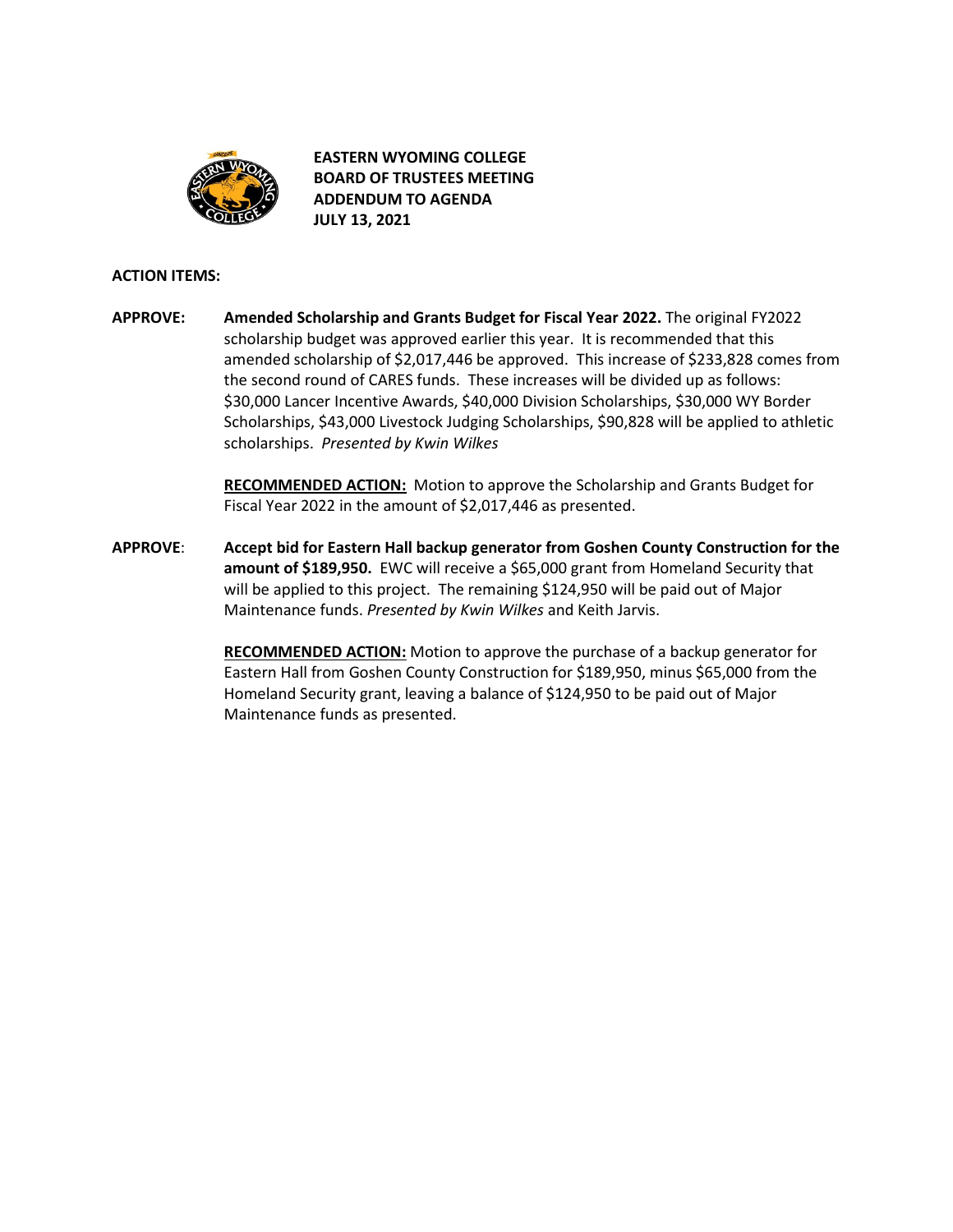**EASTERN WYOMING COLLEGE**
**BOARD OF TRUSTEES MEETING**
**ADDENDUM TO AGENDA**
**JULY 13, 2021**

**ACTION ITEMS:**

**APPROVE:** **Amended Scholarship and Grants Budget for Fiscal Year 2022.** The original FY2022 scholarship budget was approved earlier this year. It is recommended that this amended scholarship of $2,017,446 be approved. This increase of $233,828 comes from the second round of CARES funds. These increases will be divided up as follows: $30,000 Lancer Incentive Awards, $40,000 Division Scholarships, $30,000 WY Border Scholarships, $43,000 Livestock Judging Scholarships, $90,828 will be applied to athletic scholarships. *Presented by Kwin Wilkes*

**RECOMMENDED ACTION:** Motion to approve the Scholarship and Grants Budget for Fiscal Year 2022 in the amount of $2,017,446 as presented.

**APPROVE**: **Accept bid for Eastern Hall backup generator from Goshen County Construction for the amount of $189,950.** EWC will receive a $65,000 grant from Homeland Security that will be applied to this project. The remaining $124,950 will be paid out of Major Maintenance funds. *Presented by Kwin Wilkes* and Keith Jarvis.

**RECOMMENDED ACTION:** Motion to approve the purchase of a backup generator for Eastern Hall from Goshen County Construction for $189,950, minus $65,000 from the Homeland Security grant, leaving a balance of $124,950 to be paid out of Major Maintenance funds as presented.